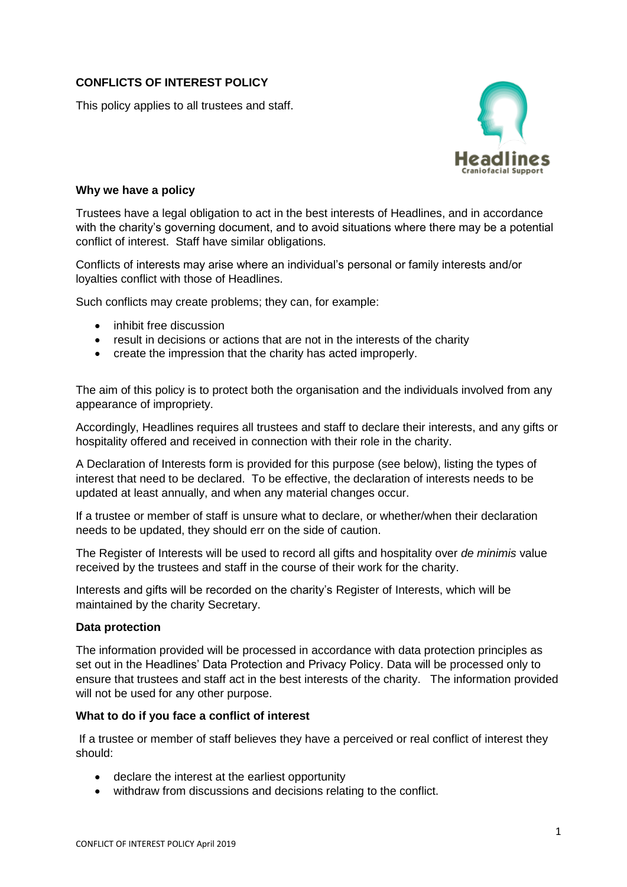# CONFLICTS OF INTEREST POLICY

This policy applies to all trustees and staff.

Headlines Craniofacial Support

### Why we have a policy

Trustees have a legal obligation to act in the best interests of Headlines, and in accordance with the charity's governing document, and to avoid situations where there may be a potential conflict of interest. Staff have similar obligations.

Conflicts of interests may arise where an individual's personal or family interests and/or loyalties conflict with those of Headlines.

Such conflicts may create problems; they can, for example:

- inhibit free discussion
- result in decisions or actions that are not in the interests of the charity
- create the impression that the charity has acted improperly.

The aim of this policy is to protect both the organisation and the individuals involved from any appearance of impropriety.

Accordingly, Headlines requires all trustees and staff to declare their interests, and any gifts or hospitality offered and received in connection with their role in the charity.

A Declaration of Interests form is provided for this purpose (see below), listing the types of interest that need to be declared. To be effective, the declaration of interests needs to be updated at least annually, and when any material changes occur.

If a trustee or member of staff is unsure what to declare, or whether/when their declaration needs to be updated, they should err on the side of caution.

The Register of Interests will be used to record all gifts and hospitality over *de minimis* value received by the trustees and staff in the course of their work for the charity.

Interests and gifts will be recorded on the charity's Register of Interests, which will be maintained by the charity Secretary.

### Data protection

The information provided will be processed in accordance with data protection principles as set out in the Headlines' Data Protection and Privacy Policy. Data will be processed only to ensure that trustees and staff act in the best interests of the charity. The information provided will not be used for any other purpose.

### What to do if you face a conflict of interest

If a trustee or member of staff believes they have a perceived or real conflict of interest they should:

- declare the interest at the earliest opportunity
- withdraw from discussions and decisions relating to the conflict.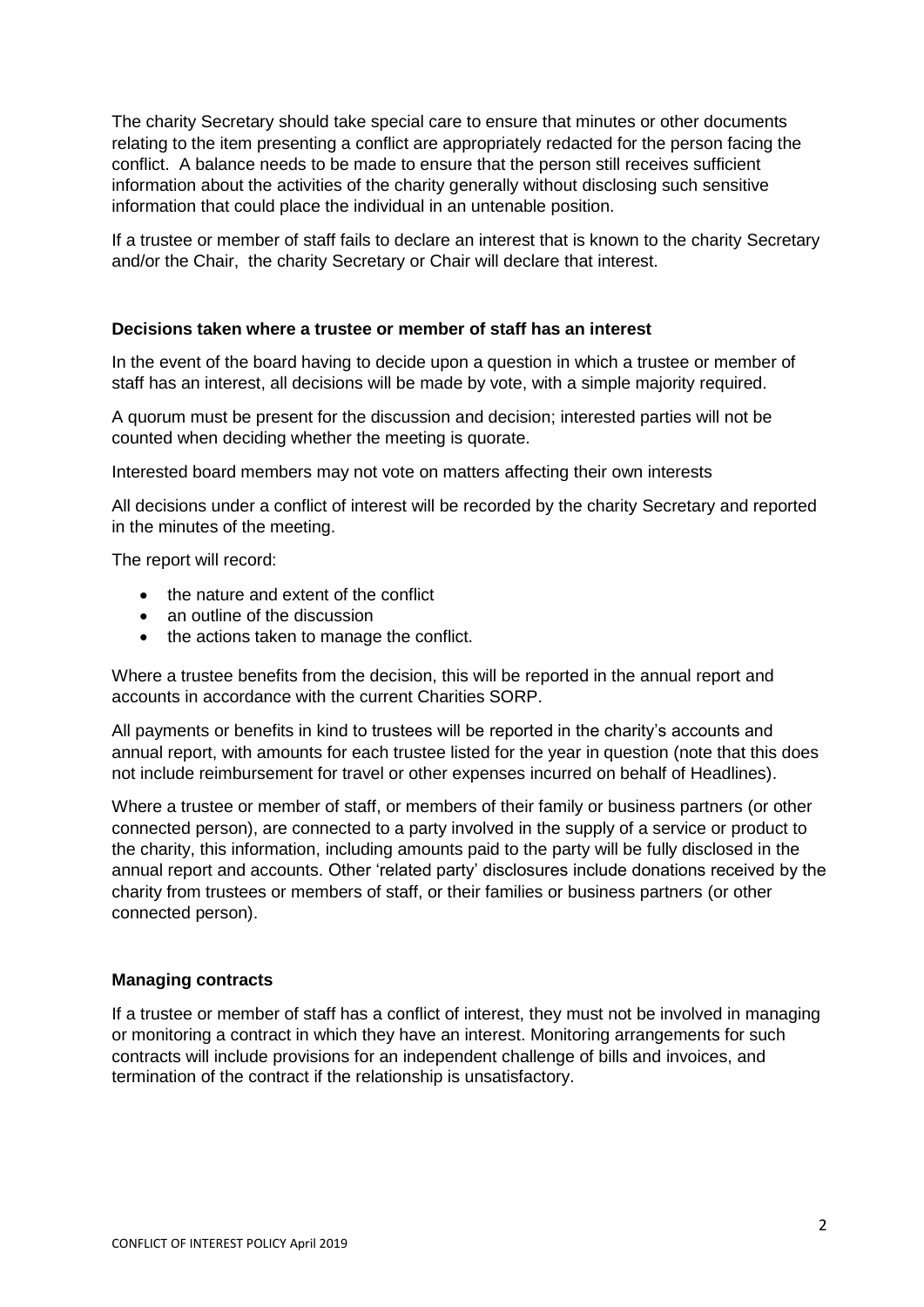The charity Secretary should take special care to ensure that minutes or other documents relating to the item presenting a conflict are appropriately redacted for the person facing the conflict. A balance needs to be made to ensure that the person still receives sufficient information about the activities of the charity generally without disclosing such sensitive information that could place the individual in an untenable position.

If a trustee or member of staff fails to declare an interest that is known to the charity Secretary and/or the Chair, the charity Secretary or Chair will declare that interest.

**Decisions taken where a trustee or member of staff has an interest**

In the event of the board having to decide upon a question in which a trustee or member of staff has an interest, all decisions will be made by vote, with a simple majority required.

A quorum must be present for the discussion and decision; interested parties will not be counted when deciding whether the meeting is quorate.

Interested board members may not vote on matters affecting their own interests

All decisions under a conflict of interest will be recorded by the charity Secretary and reported in the minutes of the meeting.

The report will record:

- the nature and extent of the conflict
- an outline of the discussion
- the actions taken to manage the conflict.

Where a trustee benefits from the decision, this will be reported in the annual report and accounts in accordance with the current Charities SORP.

All payments or benefits in kind to trustees will be reported in the charity's accounts and annual report, with amounts for each trustee listed for the year in question (note that this does not include reimbursement for travel or other expenses incurred on behalf of Headlines).

Where a trustee or member of staff, or members of their family or business partners (or other connected person), are connected to a party involved in the supply of a service or product to the charity, this information, including amounts paid to the party will be fully disclosed in the annual report and accounts. Other 'related party' disclosures include donations received by the charity from trustees or members of staff, or their families or business partners (or other connected person).

**Managing contracts**

If a trustee or member of staff has a conflict of interest, they must not be involved in managing or monitoring a contract in which they have an interest. Monitoring arrangements for such contracts will include provisions for an independent challenge of bills and invoices, and termination of the contract if the relationship is unsatisfactory.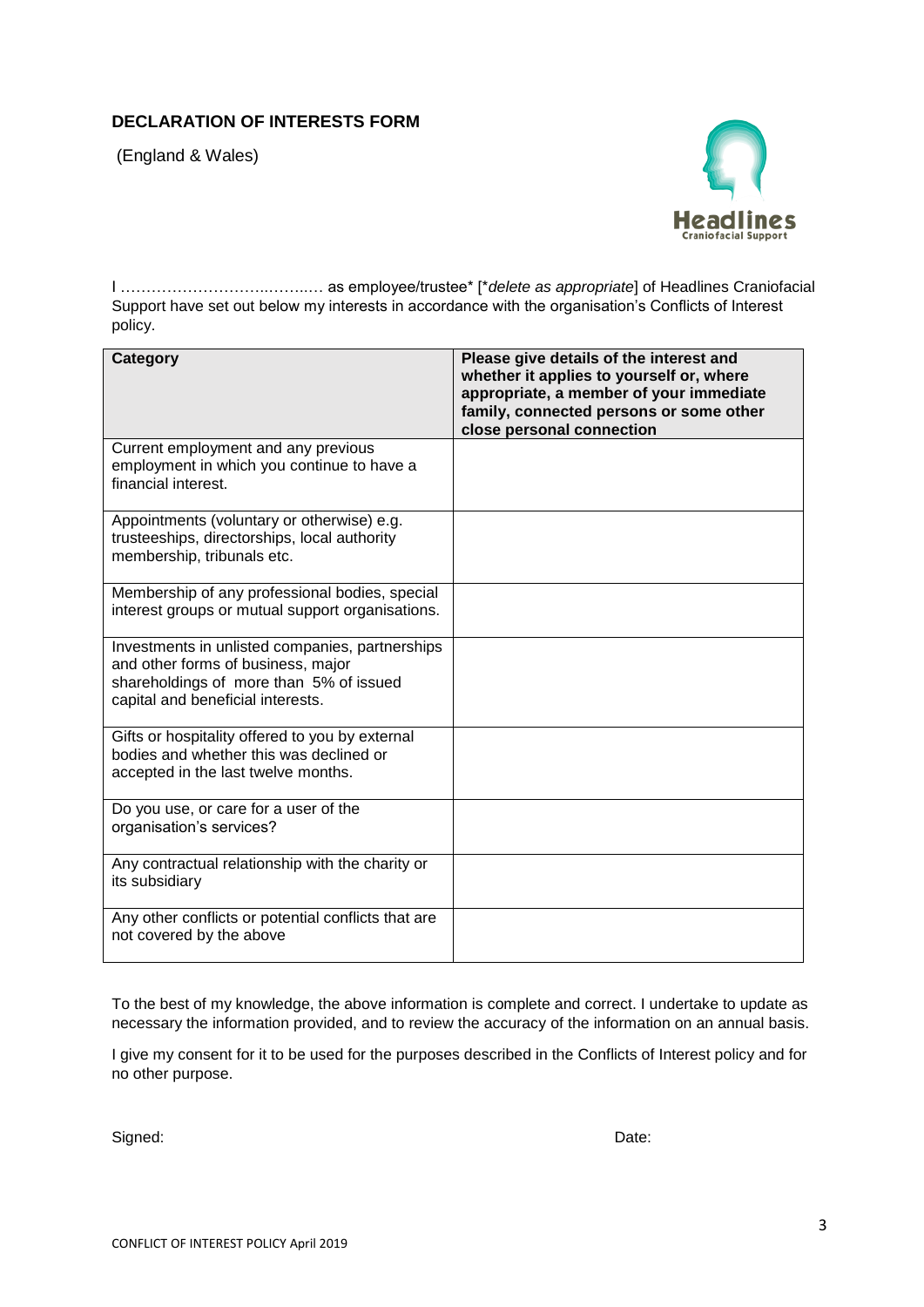**DECLARATION OF INTERESTS FORM**

(England & Wales)

I ……………………..………. as employee/trustee* [*delete as appropriate*] of Headlines Craniofacial Support have set out below my interests in accordance with the organisation's Conflicts of Interest policy.

| Category | Please give details of the interest and whether it applies to yourself or, where appropriate, a member of your immediate family, connected persons or some other close personal connection |
|---|---|
| Current employment and any previous employment in which you continue to have a financial interest. | |
| Appointments (voluntary or otherwise) e.g. trusteeships, directorships, local authority membership, tribunals etc. | |
| Membership of any professional bodies, special interest groups or mutual support organisations. | |
| Investments in unlisted companies, partnerships and other forms of business, major shareholdings of more than 5% of issued capital and beneficial interests. | |
| Gifts or hospitality offered to you by external bodies and whether this was declined or accepted in the last twelve months. | |
| Do you use, or care for a user of the organisation's services? | |
| Any contractual relationship with the charity or its subsidiary | |
| Any other conflicts or potential conflicts that are not covered by the above | |

To the best of my knowledge, the above information is complete and correct. I undertake to update as necessary the information provided, and to review the accuracy of the information on an annual basis.

I give my consent for it to be used for the purposes described in the Conflicts of Interest policy and for no other purpose.

Signed: Date: